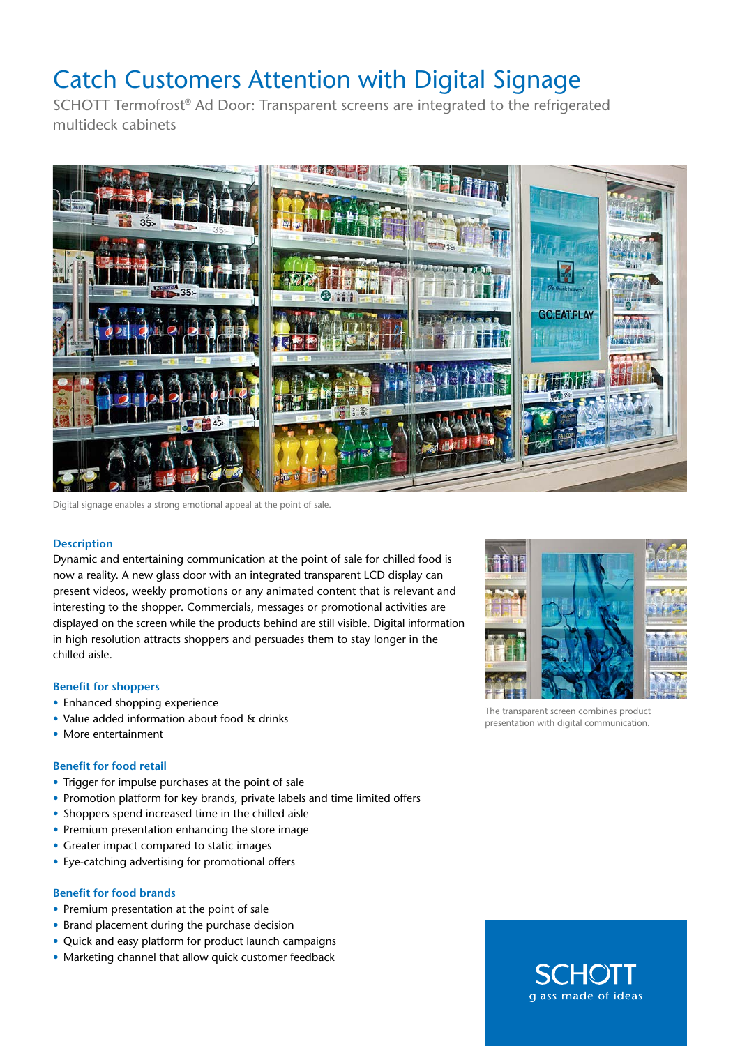# Catch Customers Attention with Digital Signage

SCHOTT Termofrost® Ad Door: Transparent screens are integrated to the refrigerated multideck cabinets

Digital signage enables a strong emotional appeal at the point of sale.

## Description

Dynamic and entertaining communication at the point of sale for chilled food is now a reality. A new glass door with an integrated transparent LCD display can present videos, weekly promotions or any animated content that is relevant and interesting to the shopper. Commercials, messages or promotional activities are displayed on the screen while the products behind are still visible. Digital information in high resolution attracts shoppers and persuades them to stay longer in the chilled aisle.

The transparent screen combines product presentation with digital communication.

## Benefit for shoppers

- Enhanced shopping experience
- Value added information about food & drinks
- More entertainment

## Benefit for food retail

- Trigger for impulse purchases at the point of sale
- Promotion platform for key brands, private labels and time limited offers
- Shoppers spend increased time in the chilled aisle
- Premium presentation enhancing the store image
- Greater impact compared to static images
- Eye-catching advertising for promotional offers

## Benefit for food brands

- Premium presentation at the point of sale
- Brand placement during the purchase decision
- Quick and easy platform for product launch campaigns
- Marketing channel that allow quick customer feedback

SCHOTT
glass made of ideas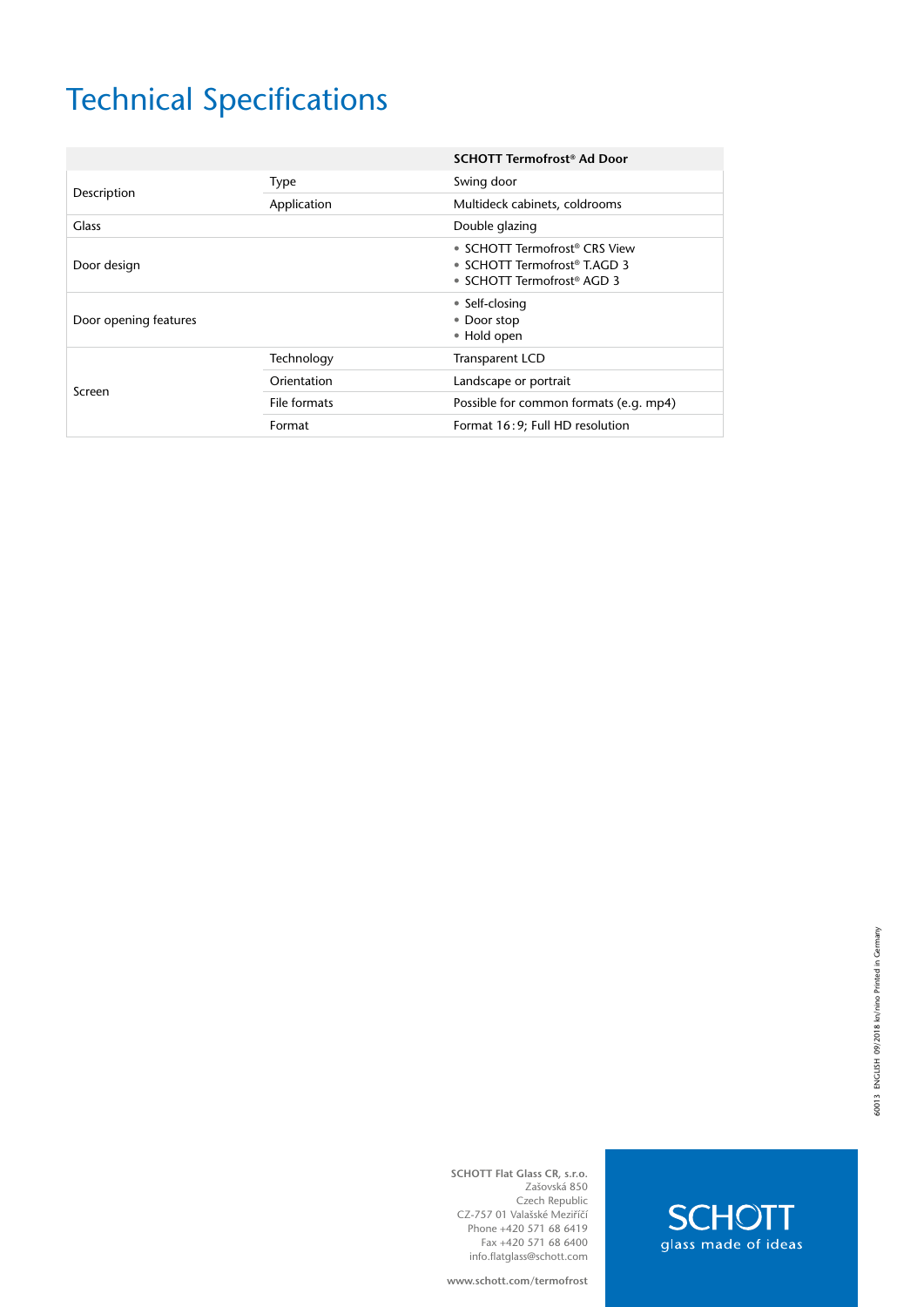# Technical Specifications

| | | SCHOTT Termofrost® Ad Door |
|---|---|---|
| Description | Type | Swing door |
| | Application | Multideck cabinets, coldrooms |
| Glass | | Double glazing |
| Door design | | • SCHOTT Termofrost® CRS View<br>• SCHOTT Termofrost® T.AGD 3<br>• SCHOTT Termofrost® AGD 3 |
| Door opening features | | • Self-closing<br>• Door stop<br>• Hold open |
| Screen | Technology | Transparent LCD |
| | Orientation | Landscape or portrait |
| | File formats | Possible for common formats (e.g. mp4) |
| | Format | Format 16:9; Full HD resolution |

60013 ENGLISH 09/2018 kn/nino Printed in Germany

**SCHOTT Flat Glass CR, s.r.o.**
Zašovská 850
Czech Republic
CZ-757 01 Valašské Meziříčí
Phone +420 571 68 6419
Fax +420 571 68 6400
info.flatglass@schott.com

**www.schott.com/termofrost**

SCHOTT
glass made of ideas